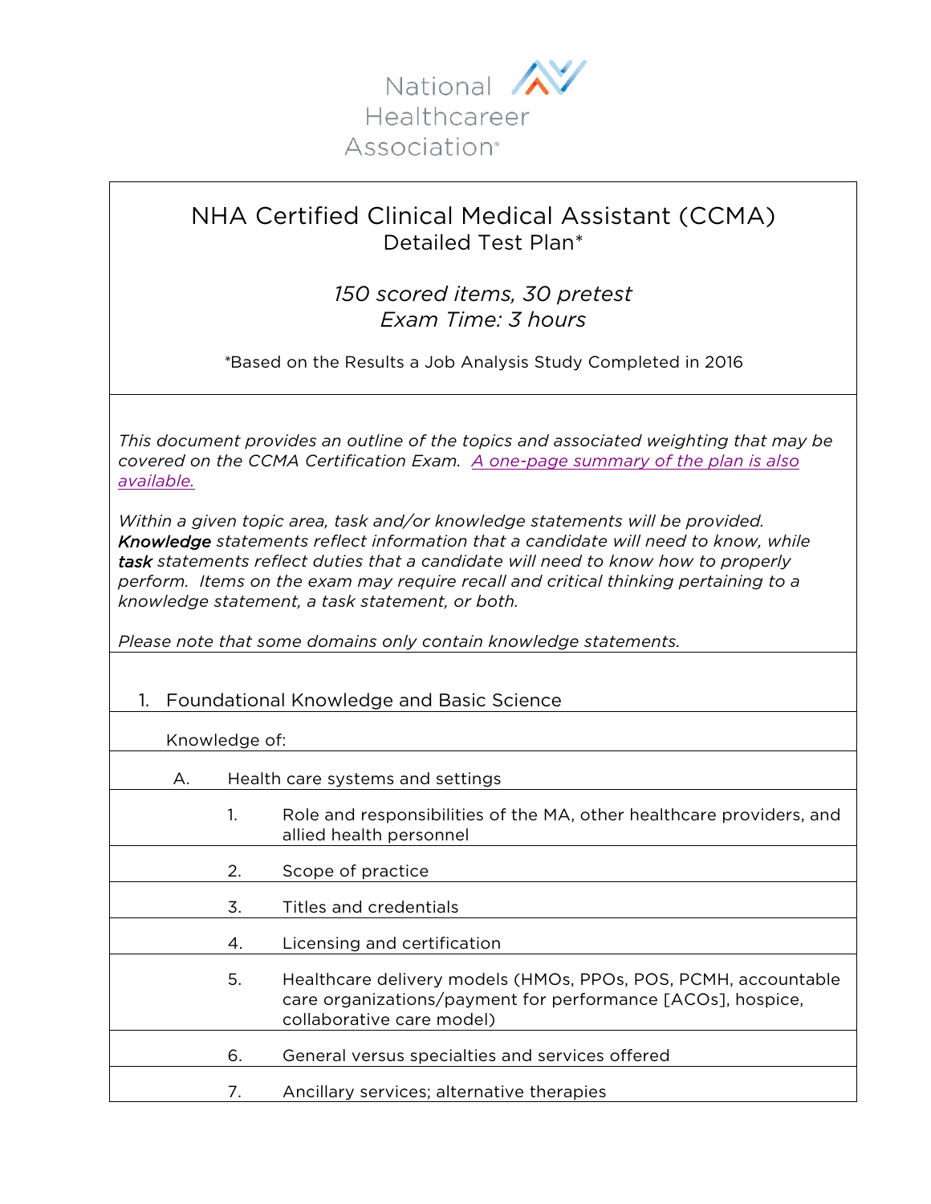National Healthcareer Association®

# NHA Certified Clinical Medical Assistant (CCMA)

## Detailed Test Plan*

*150 scored items, 30 pretest*
*Exam Time: 3 hours*

*Based on the Results a Job Analysis Study Completed in 2016

*This document provides an outline of the topics and associated weighting that may be covered on the CCMA Certification Exam. A one-page summary of the plan is also available.*

*Within a given topic area, task and/or knowledge statements will be provided.* ***Knowledge*** *statements reflect information that a candidate will need to know, while* ***task*** *statements reflect duties that a candidate will need to know how to properly perform. Items on the exam may require recall and critical thinking pertaining to a knowledge statement, a task statement, or both.*

*Please note that some domains only contain knowledge statements.*

1. Foundational Knowledge and Basic Science

Knowledge of:

A. Health care systems and settings

1. Role and responsibilities of the MA, other healthcare providers, and allied health personnel
2. Scope of practice
3. Titles and credentials
4. Licensing and certification
5. Healthcare delivery models (HMOs, PPOs, POS, PCMH, accountable care organizations/payment for performance [ACOs], hospice, collaborative care model)
6. General versus specialties and services offered
7. Ancillary services; alternative therapies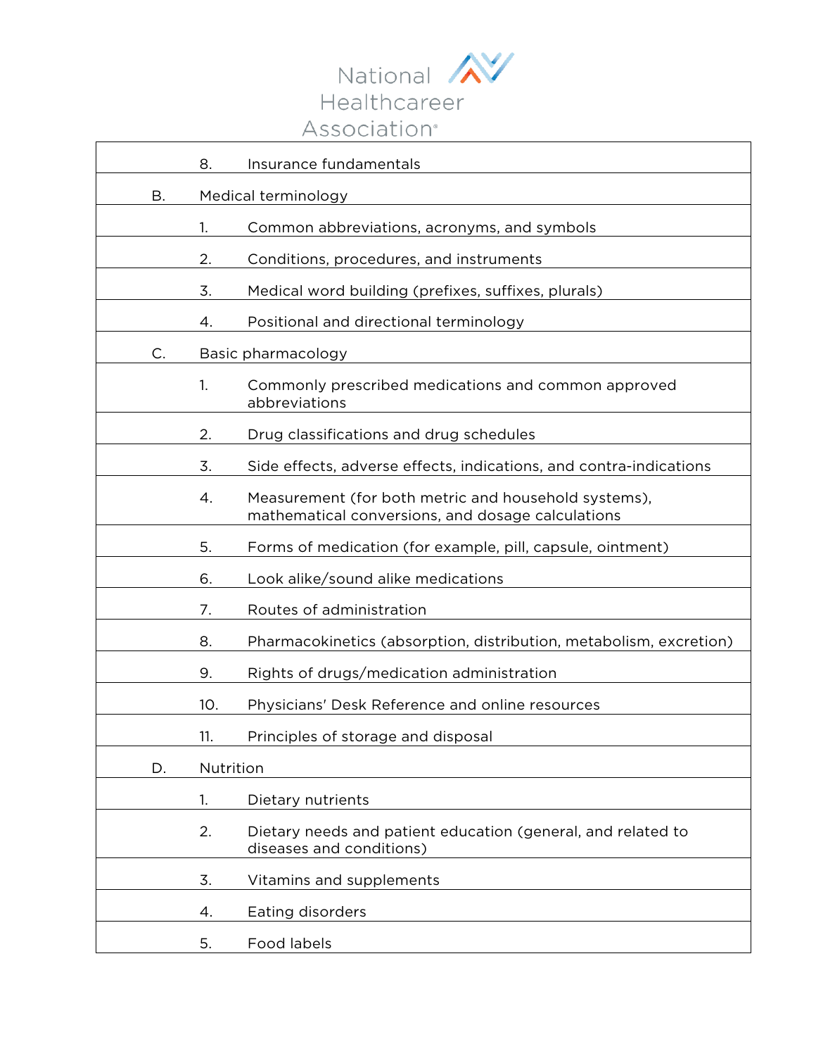| | | |
|---|---|---|
| | 8. | Insurance fundamentals |
| B. | Medical terminology | |
| | 1. | Common abbreviations, acronyms, and symbols |
| | 2. | Conditions, procedures, and instruments |
| | 3. | Medical word building (prefixes, suffixes, plurals) |
| | 4. | Positional and directional terminology |
| C. | Basic pharmacology | |
| | 1. | Commonly prescribed medications and common approved abbreviations |
| | 2. | Drug classifications and drug schedules |
| | 3. | Side effects, adverse effects, indications, and contra-indications |
| | 4. | Measurement (for both metric and household systems), mathematical conversions, and dosage calculations |
| | 5. | Forms of medication (for example, pill, capsule, ointment) |
| | 6. | Look alike/sound alike medications |
| | 7. | Routes of administration |
| | 8. | Pharmacokinetics (absorption, distribution, metabolism, excretion) |
| | 9. | Rights of drugs/medication administration |
| | 10. | Physicians' Desk Reference and online resources |
| | 11. | Principles of storage and disposal |
| D. | Nutrition | |
| | 1. | Dietary nutrients |
| | 2. | Dietary needs and patient education (general, and related to diseases and conditions) |
| | 3. | Vitamins and supplements |
| | 4. | Eating disorders |
| | 5. | Food labels |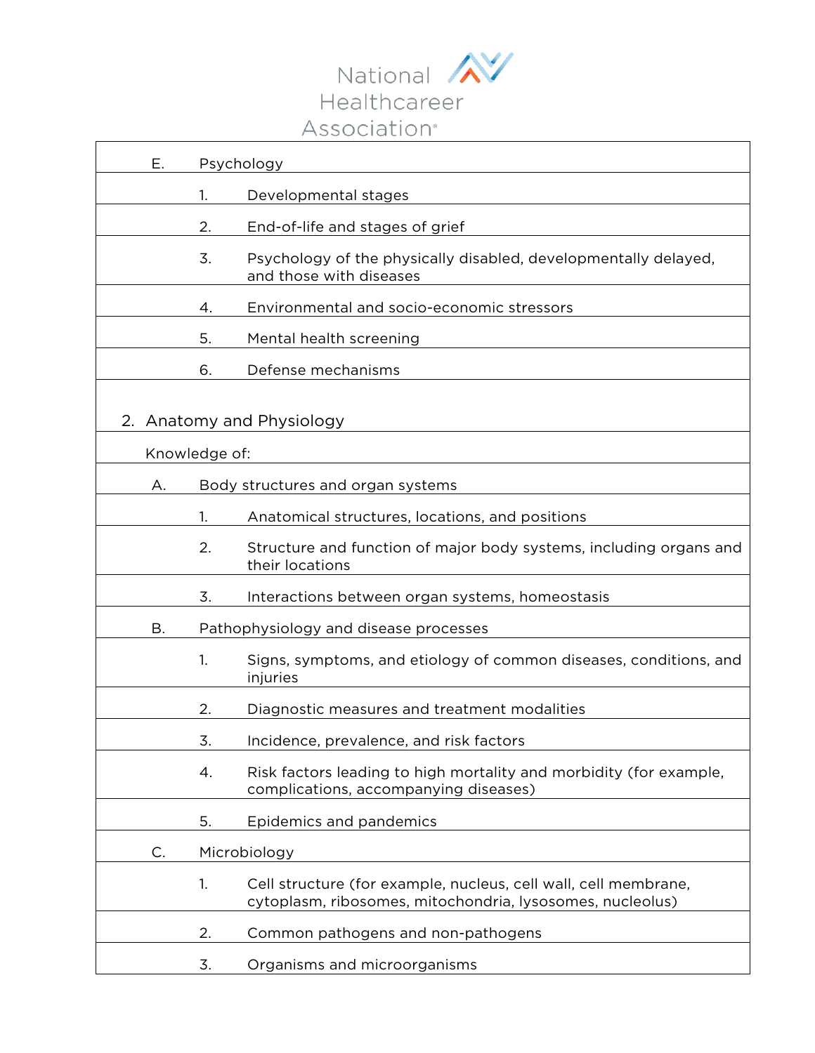E. Psychology

1. Developmental stages
2. End-of-life and stages of grief
3. Psychology of the physically disabled, developmentally delayed, and those with diseases
4. Environmental and socio-economic stressors
5. Mental health screening
6. Defense mechanisms

## 2. Anatomy and Physiology

Knowledge of:

A. Body structures and organ systems

1. Anatomical structures, locations, and positions
2. Structure and function of major body systems, including organs and their locations
3. Interactions between organ systems, homeostasis

B. Pathophysiology and disease processes

1. Signs, symptoms, and etiology of common diseases, conditions, and injuries
2. Diagnostic measures and treatment modalities
3. Incidence, prevalence, and risk factors
4. Risk factors leading to high mortality and morbidity (for example, complications, accompanying diseases)
5. Epidemics and pandemics

C. Microbiology

1. Cell structure (for example, nucleus, cell wall, cell membrane, cytoplasm, ribosomes, mitochondria, lysosomes, nucleolus)
2. Common pathogens and non-pathogens
3. Organisms and microorganisms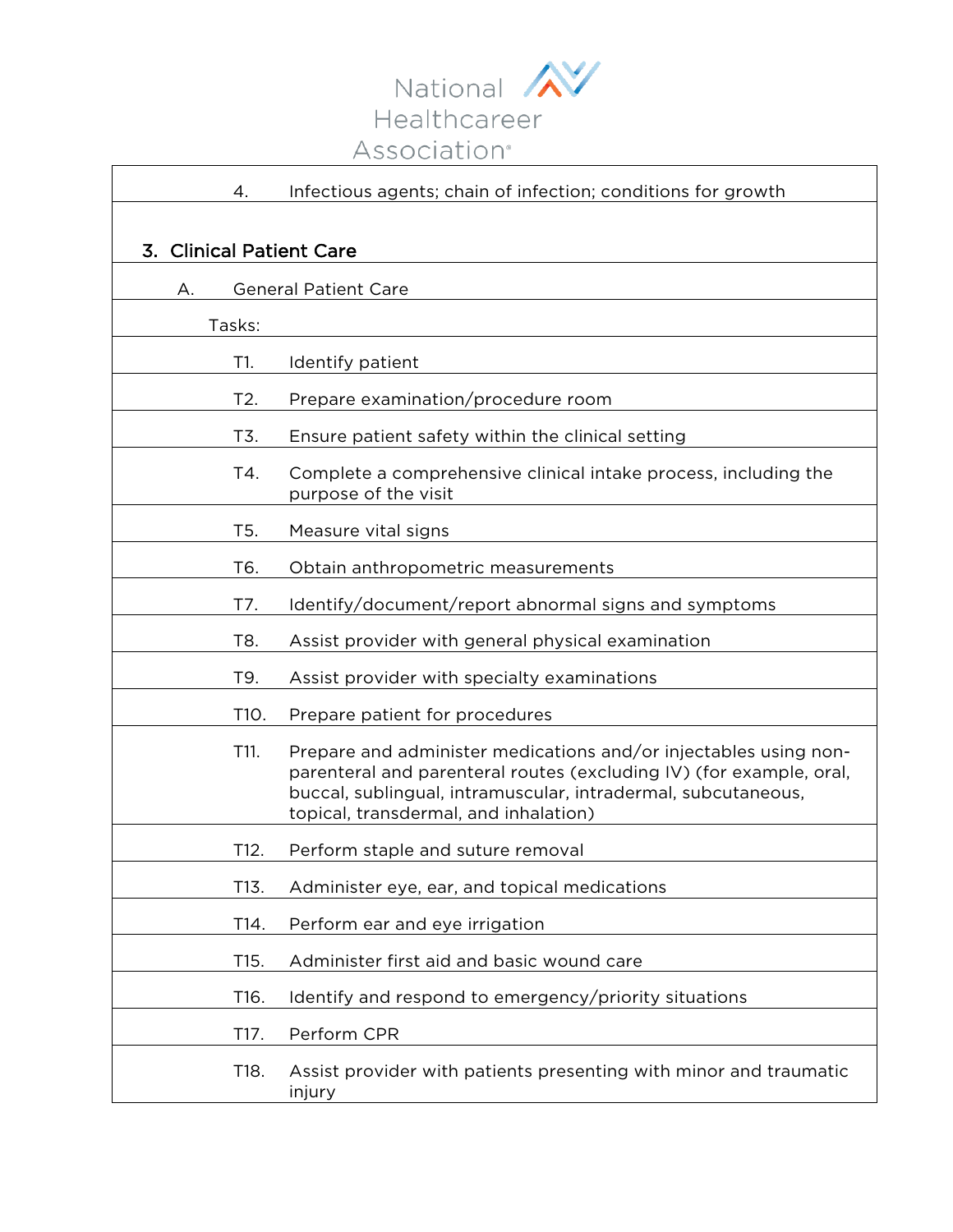| | |
|---|---|
| 4. | Infectious agents; chain of infection; conditions for growth |

## 3. Clinical Patient Care

### A. General Patient Care

Tasks:

| | |
|---|---|
| T1. | Identify patient |
| T2. | Prepare examination/procedure room |
| T3. | Ensure patient safety within the clinical setting |
| T4. | Complete a comprehensive clinical intake process, including the purpose of the visit |
| T5. | Measure vital signs |
| T6. | Obtain anthropometric measurements |
| T7. | Identify/document/report abnormal signs and symptoms |
| T8. | Assist provider with general physical examination |
| T9. | Assist provider with specialty examinations |
| T10. | Prepare patient for procedures |
| T11. | Prepare and administer medications and/or injectables using non-parenteral and parenteral routes (excluding IV) (for example, oral, buccal, sublingual, intramuscular, intradermal, subcutaneous, topical, transdermal, and inhalation) |
| T12. | Perform staple and suture removal |
| T13. | Administer eye, ear, and topical medications |
| T14. | Perform ear and eye irrigation |
| T15. | Administer first aid and basic wound care |
| T16. | Identify and respond to emergency/priority situations |
| T17. | Perform CPR |
| T18. | Assist provider with patients presenting with minor and traumatic injury |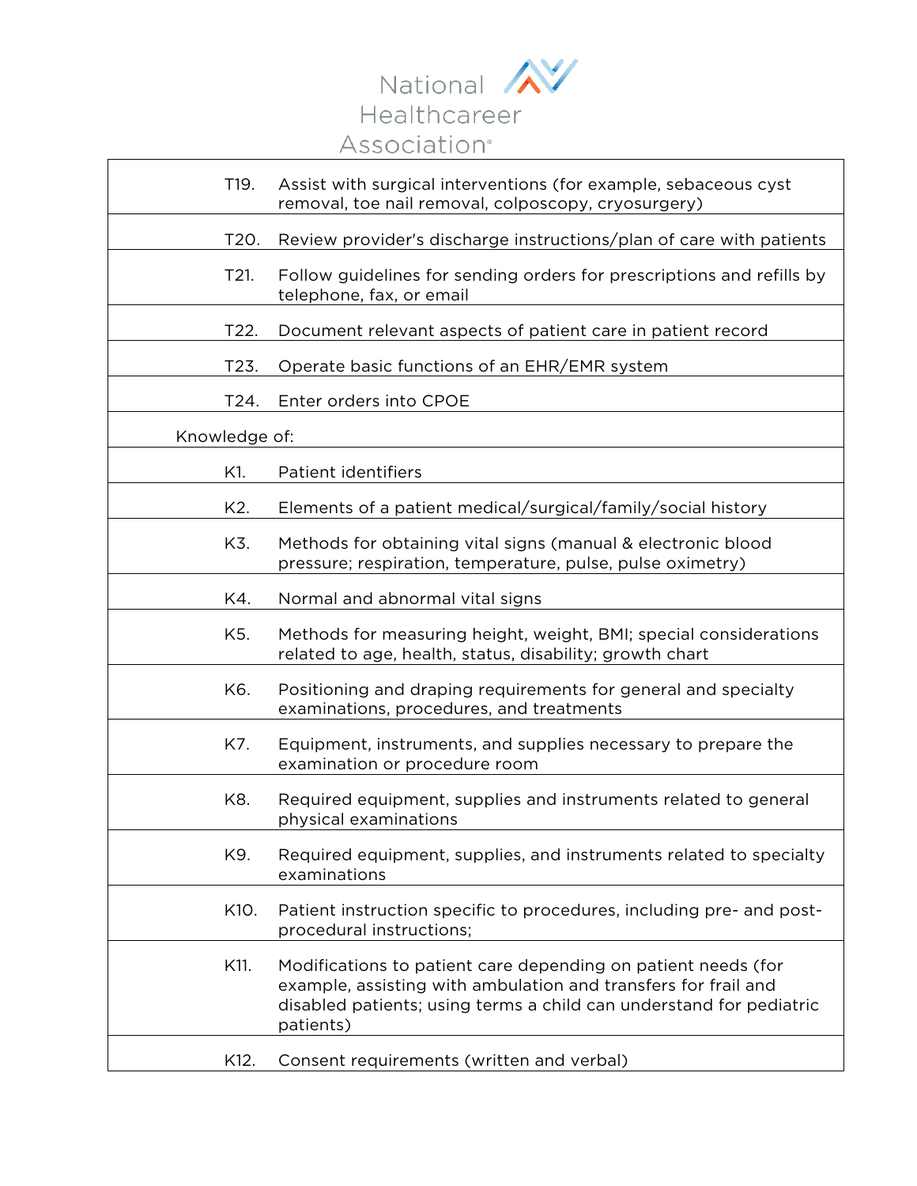| | |
|---|---|
| T19. | Assist with surgical interventions (for example, sebaceous cyst removal, toe nail removal, colposcopy, cryosurgery) |
| T20. | Review provider's discharge instructions/plan of care with patients |
| T21. | Follow guidelines for sending orders for prescriptions and refills by telephone, fax, or email |
| T22. | Document relevant aspects of patient care in patient record |
| T23. | Operate basic functions of an EHR/EMR system |
| T24. | Enter orders into CPOE |
| Knowledge of: | |
| K1. | Patient identifiers |
| K2. | Elements of a patient medical/surgical/family/social history |
| K3. | Methods for obtaining vital signs (manual & electronic blood pressure; respiration, temperature, pulse, pulse oximetry) |
| K4. | Normal and abnormal vital signs |
| K5. | Methods for measuring height, weight, BMI; special considerations related to age, health, status, disability; growth chart |
| K6. | Positioning and draping requirements for general and specialty examinations, procedures, and treatments |
| K7. | Equipment, instruments, and supplies necessary to prepare the examination or procedure room |
| K8. | Required equipment, supplies and instruments related to general physical examinations |
| K9. | Required equipment, supplies, and instruments related to specialty examinations |
| K10. | Patient instruction specific to procedures, including pre- and post-procedural instructions; |
| K11. | Modifications to patient care depending on patient needs (for example, assisting with ambulation and transfers for frail and disabled patients; using terms a child can understand for pediatric patients) |
| K12. | Consent requirements (written and verbal) |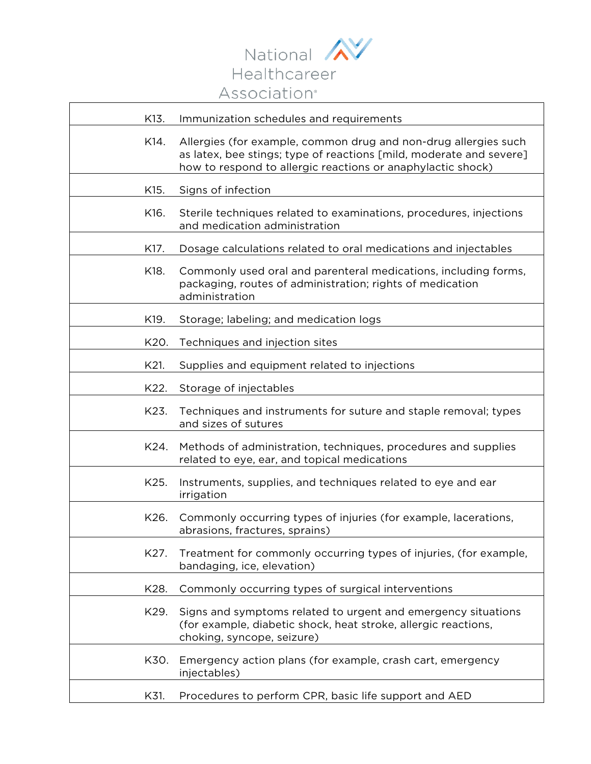| | |
|---|---|
| K13. | Immunization schedules and requirements |
| K14. | Allergies (for example, common drug and non-drug allergies such as latex, bee stings; type of reactions [mild, moderate and severe] how to respond to allergic reactions or anaphylactic shock) |
| K15. | Signs of infection |
| K16. | Sterile techniques related to examinations, procedures, injections and medication administration |
| K17. | Dosage calculations related to oral medications and injectables |
| K18. | Commonly used oral and parenteral medications, including forms, packaging, routes of administration; rights of medication administration |
| K19. | Storage; labeling; and medication logs |
| K20. | Techniques and injection sites |
| K21. | Supplies and equipment related to injections |
| K22. | Storage of injectables |
| K23. | Techniques and instruments for suture and staple removal; types and sizes of sutures |
| K24. | Methods of administration, techniques, procedures and supplies related to eye, ear, and topical medications |
| K25. | Instruments, supplies, and techniques related to eye and ear irrigation |
| K26. | Commonly occurring types of injuries (for example, lacerations, abrasions, fractures, sprains) |
| K27. | Treatment for commonly occurring types of injuries, (for example, bandaging, ice, elevation) |
| K28. | Commonly occurring types of surgical interventions |
| K29. | Signs and symptoms related to urgent and emergency situations (for example, diabetic shock, heat stroke, allergic reactions, choking, syncope, seizure) |
| K30. | Emergency action plans (for example, crash cart, emergency injectables) |
| K31. | Procedures to perform CPR, basic life support and AED |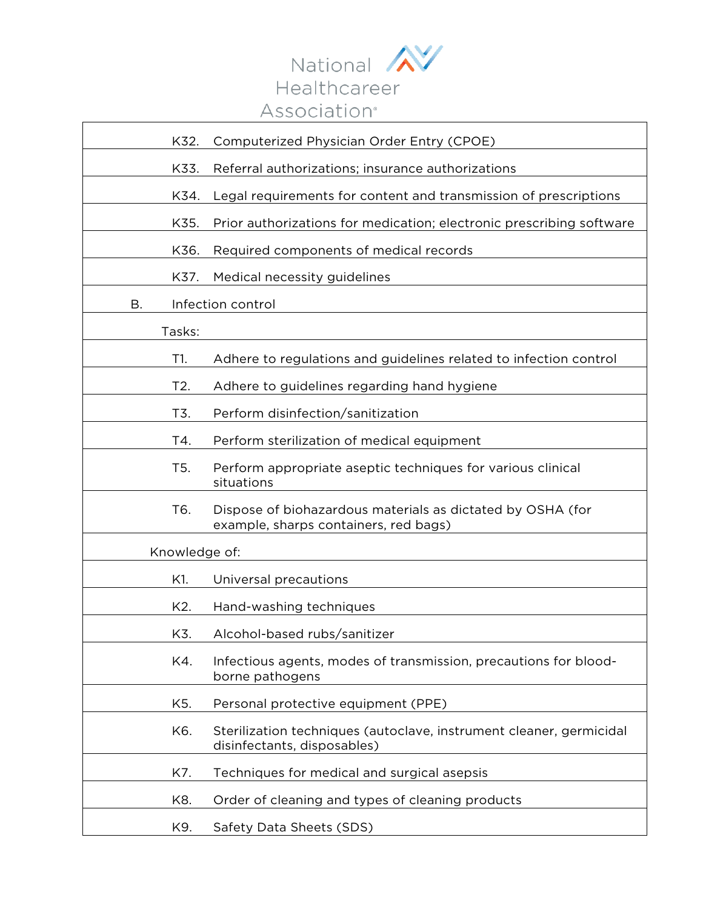| | |
|---|---|
| K32. | Computerized Physician Order Entry (CPOE) |
| K33. | Referral authorizations; insurance authorizations |
| K34. | Legal requirements for content and transmission of prescriptions |
| K35. | Prior authorizations for medication; electronic prescribing software |
| K36. | Required components of medical records |
| K37. | Medical necessity guidelines |
| B. | Infection control |
| Tasks: | |
| T1. | Adhere to regulations and guidelines related to infection control |
| T2. | Adhere to guidelines regarding hand hygiene |
| T3. | Perform disinfection/sanitization |
| T4. | Perform sterilization of medical equipment |
| T5. | Perform appropriate aseptic techniques for various clinical situations |
| T6. | Dispose of biohazardous materials as dictated by OSHA (for example, sharps containers, red bags) |
| Knowledge of: | |
| K1. | Universal precautions |
| K2. | Hand-washing techniques |
| K3. | Alcohol-based rubs/sanitizer |
| K4. | Infectious agents, modes of transmission, precautions for blood-borne pathogens |
| K5. | Personal protective equipment (PPE) |
| K6. | Sterilization techniques (autoclave, instrument cleaner, germicidal disinfectants, disposables) |
| K7. | Techniques for medical and surgical asepsis |
| K8. | Order of cleaning and types of cleaning products |
| K9. | Safety Data Sheets (SDS) |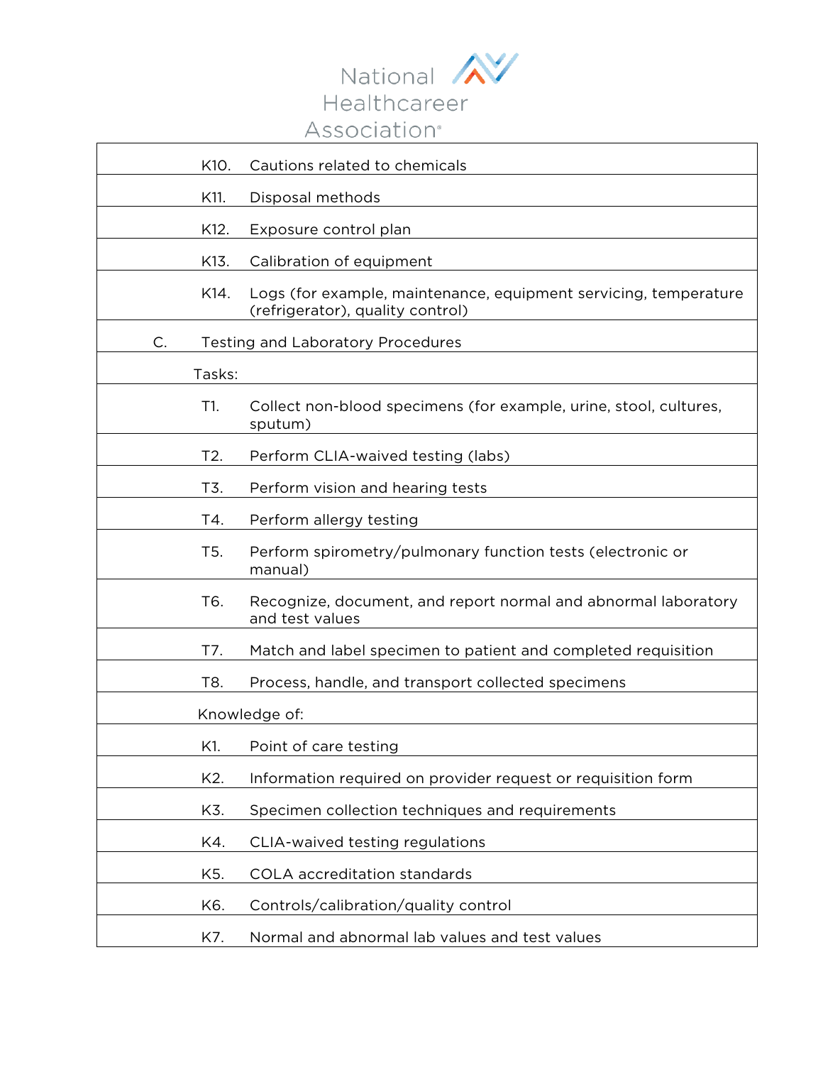| | | |
|---|---|---|
| | K10. | Cautions related to chemicals |
| | K11. | Disposal methods |
| | K12. | Exposure control plan |
| | K13. | Calibration of equipment |
| | K14. | Logs (for example, maintenance, equipment servicing, temperature (refrigerator), quality control) |
| C. | Testing and Laboratory Procedures | |
| | Tasks: | |
| | T1. | Collect non-blood specimens (for example, urine, stool, cultures, sputum) |
| | T2. | Perform CLIA-waived testing (labs) |
| | T3. | Perform vision and hearing tests |
| | T4. | Perform allergy testing |
| | T5. | Perform spirometry/pulmonary function tests (electronic or manual) |
| | T6. | Recognize, document, and report normal and abnormal laboratory and test values |
| | T7. | Match and label specimen to patient and completed requisition |
| | T8. | Process, handle, and transport collected specimens |
| | Knowledge of: | |
| | K1. | Point of care testing |
| | K2. | Information required on provider request or requisition form |
| | K3. | Specimen collection techniques and requirements |
| | K4. | CLIA-waived testing regulations |
| | K5. | COLA accreditation standards |
| | K6. | Controls/calibration/quality control |
| | K7. | Normal and abnormal lab values and test values |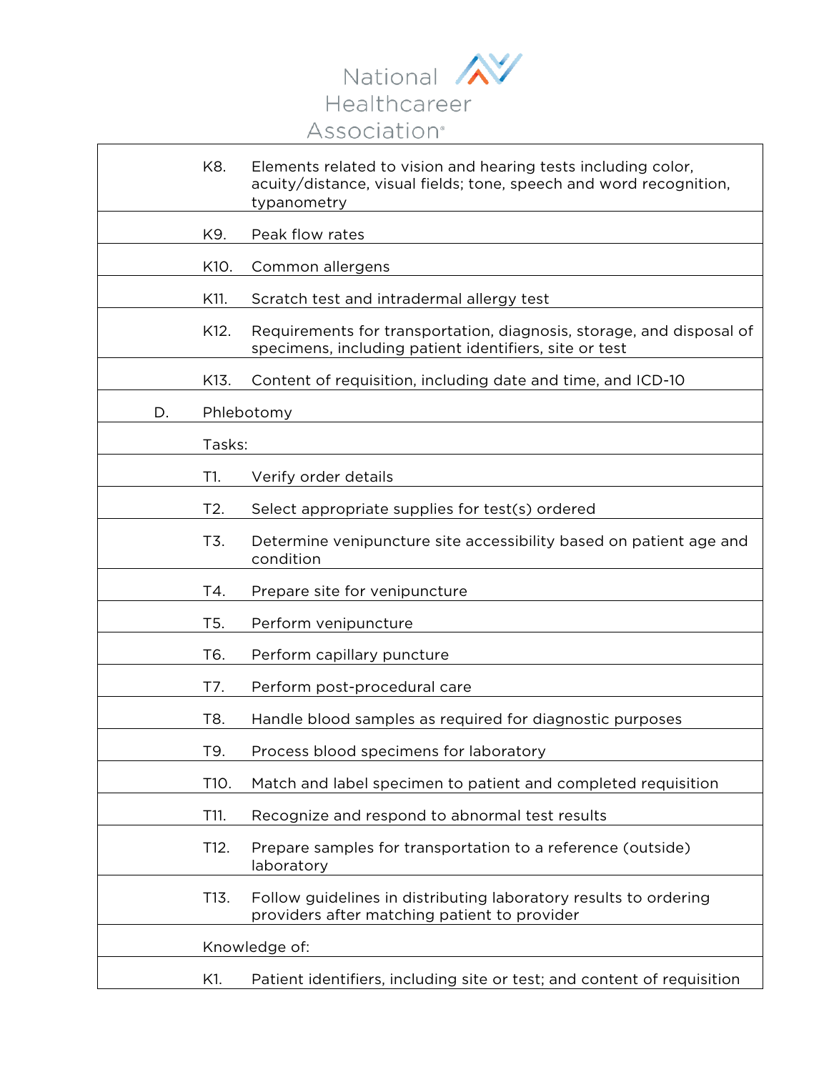| | | |
|---|---|---|
| | K8. | Elements related to vision and hearing tests including color, acuity/distance, visual fields; tone, speech and word recognition, typanometry |
| | K9. | Peak flow rates |
| | K10. | Common allergens |
| | K11. | Scratch test and intradermal allergy test |
| | K12. | Requirements for transportation, diagnosis, storage, and disposal of specimens, including patient identifiers, site or test |
| | K13. | Content of requisition, including date and time, and ICD-10 |
| D. | Phlebotomy | |
| | Tasks: | |
| | T1. | Verify order details |
| | T2. | Select appropriate supplies for test(s) ordered |
| | T3. | Determine venipuncture site accessibility based on patient age and condition |
| | T4. | Prepare site for venipuncture |
| | T5. | Perform venipuncture |
| | T6. | Perform capillary puncture |
| | T7. | Perform post-procedural care |
| | T8. | Handle blood samples as required for diagnostic purposes |
| | T9. | Process blood specimens for laboratory |
| | T10. | Match and label specimen to patient and completed requisition |
| | T11. | Recognize and respond to abnormal test results |
| | T12. | Prepare samples for transportation to a reference (outside) laboratory |
| | T13. | Follow guidelines in distributing laboratory results to ordering providers after matching patient to provider |
| | Knowledge of: | |
| | K1. | Patient identifiers, including site or test; and content of requisition |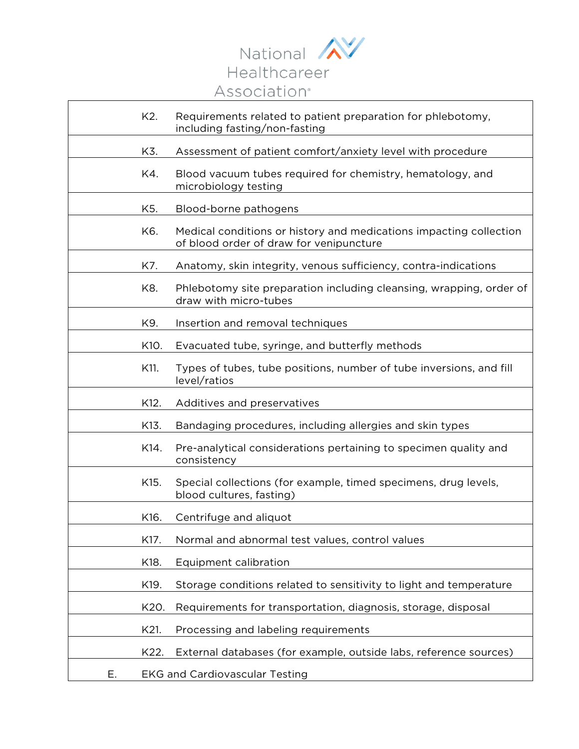| | | |
|---|---|---|
| | K2. | Requirements related to patient preparation for phlebotomy, including fasting/non-fasting |
| | K3. | Assessment of patient comfort/anxiety level with procedure |
| | K4. | Blood vacuum tubes required for chemistry, hematology, and microbiology testing |
| | K5. | Blood-borne pathogens |
| | K6. | Medical conditions or history and medications impacting collection of blood order of draw for venipuncture |
| | K7. | Anatomy, skin integrity, venous sufficiency, contra-indications |
| | K8. | Phlebotomy site preparation including cleansing, wrapping, order of draw with micro-tubes |
| | K9. | Insertion and removal techniques |
| | K10. | Evacuated tube, syringe, and butterfly methods |
| | K11. | Types of tubes, tube positions, number of tube inversions, and fill level/ratios |
| | K12. | Additives and preservatives |
| | K13. | Bandaging procedures, including allergies and skin types |
| | K14. | Pre-analytical considerations pertaining to specimen quality and consistency |
| | K15. | Special collections (for example, timed specimens, drug levels, blood cultures, fasting) |
| | K16. | Centrifuge and aliquot |
| | K17. | Normal and abnormal test values, control values |
| | K18. | Equipment calibration |
| | K19. | Storage conditions related to sensitivity to light and temperature |
| | K20. | Requirements for transportation, diagnosis, storage, disposal |
| | K21. | Processing and labeling requirements |
| | K22. | External databases (for example, outside labs, reference sources) |
| E. | EKG and Cardiovascular Testing | |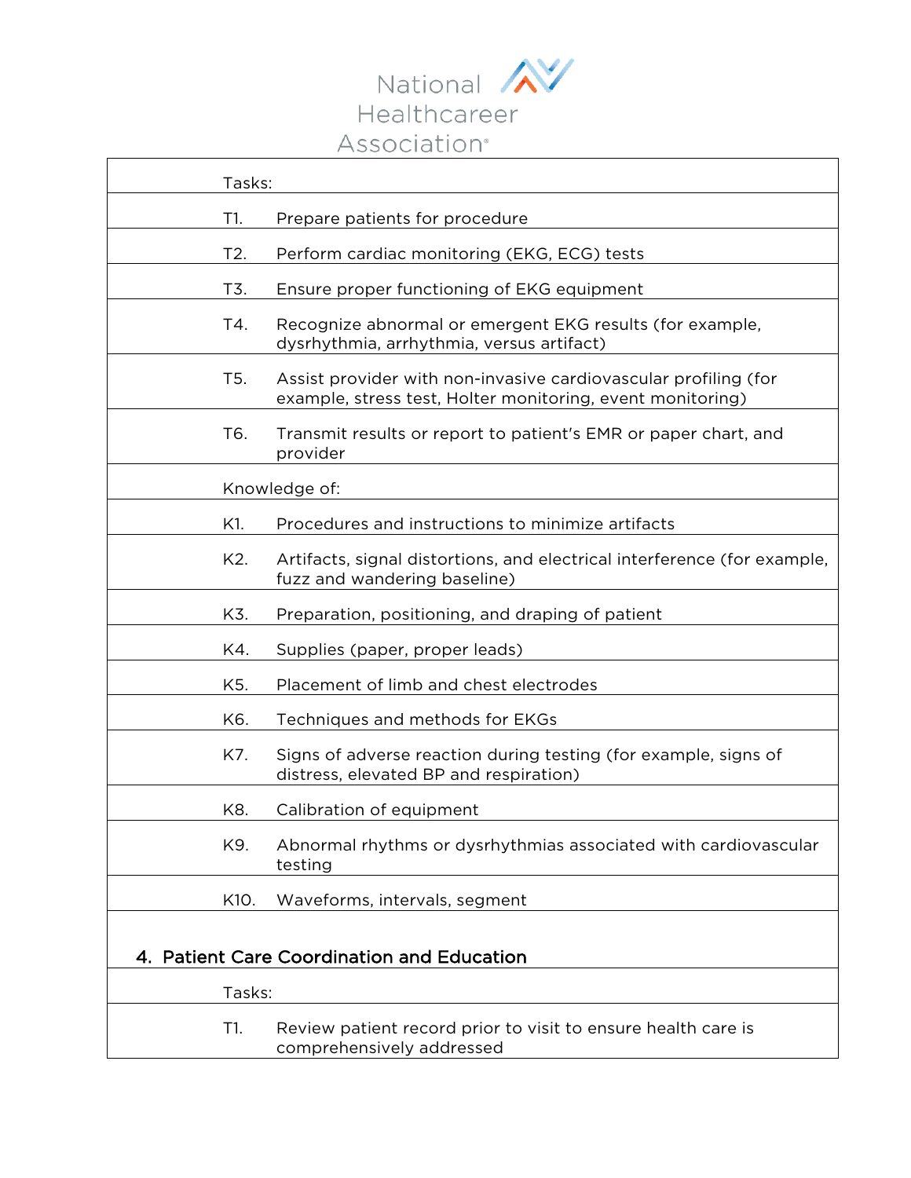Tasks:

T1. Prepare patients for procedure

T2. Perform cardiac monitoring (EKG, ECG) tests

T3. Ensure proper functioning of EKG equipment

T4. Recognize abnormal or emergent EKG results (for example, dysrhythmia, arrhythmia, versus artifact)

T5. Assist provider with non-invasive cardiovascular profiling (for example, stress test, Holter monitoring, event monitoring)

T6. Transmit results or report to patient's EMR or paper chart, and provider

Knowledge of:

K1. Procedures and instructions to minimize artifacts

K2. Artifacts, signal distortions, and electrical interference (for example, fuzz and wandering baseline)

K3. Preparation, positioning, and draping of patient

K4. Supplies (paper, proper leads)

K5. Placement of limb and chest electrodes

K6. Techniques and methods for EKGs

K7. Signs of adverse reaction during testing (for example, signs of distress, elevated BP and respiration)

K8. Calibration of equipment

K9. Abnormal rhythms or dysrhythmias associated with cardiovascular testing

K10. Waveforms, intervals, segment

## 4. Patient Care Coordination and Education

Tasks:

T1. Review patient record prior to visit to ensure health care is comprehensively addressed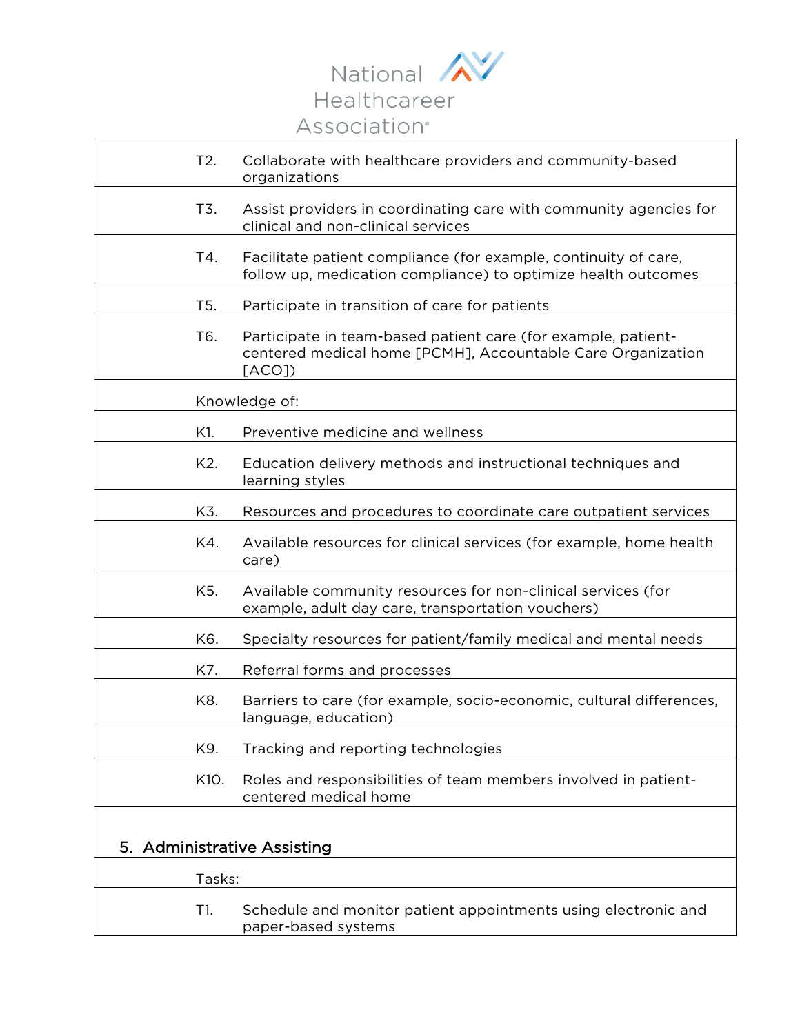| | |
|---|---|
| T2. | Collaborate with healthcare providers and community-based organizations |
| T3. | Assist providers in coordinating care with community agencies for clinical and non-clinical services |
| T4. | Facilitate patient compliance (for example, continuity of care, follow up, medication compliance) to optimize health outcomes |
| T5. | Participate in transition of care for patients |
| T6. | Participate in team-based patient care (for example, patient-centered medical home [PCMH], Accountable Care Organization [ACO]) |
| Knowledge of: | |
| K1. | Preventive medicine and wellness |
| K2. | Education delivery methods and instructional techniques and learning styles |
| K3. | Resources and procedures to coordinate care outpatient services |
| K4. | Available resources for clinical services (for example, home health care) |
| K5. | Available community resources for non-clinical services (for example, adult day care, transportation vouchers) |
| K6. | Specialty resources for patient/family medical and mental needs |
| K7. | Referral forms and processes |
| K8. | Barriers to care (for example, socio-economic, cultural differences, language, education) |
| K9. | Tracking and reporting technologies |
| K10. | Roles and responsibilities of team members involved in patient-centered medical home |

## 5. Administrative Assisting

| | |
|---|---|
| Tasks: | |
| T1. | Schedule and monitor patient appointments using electronic and paper-based systems |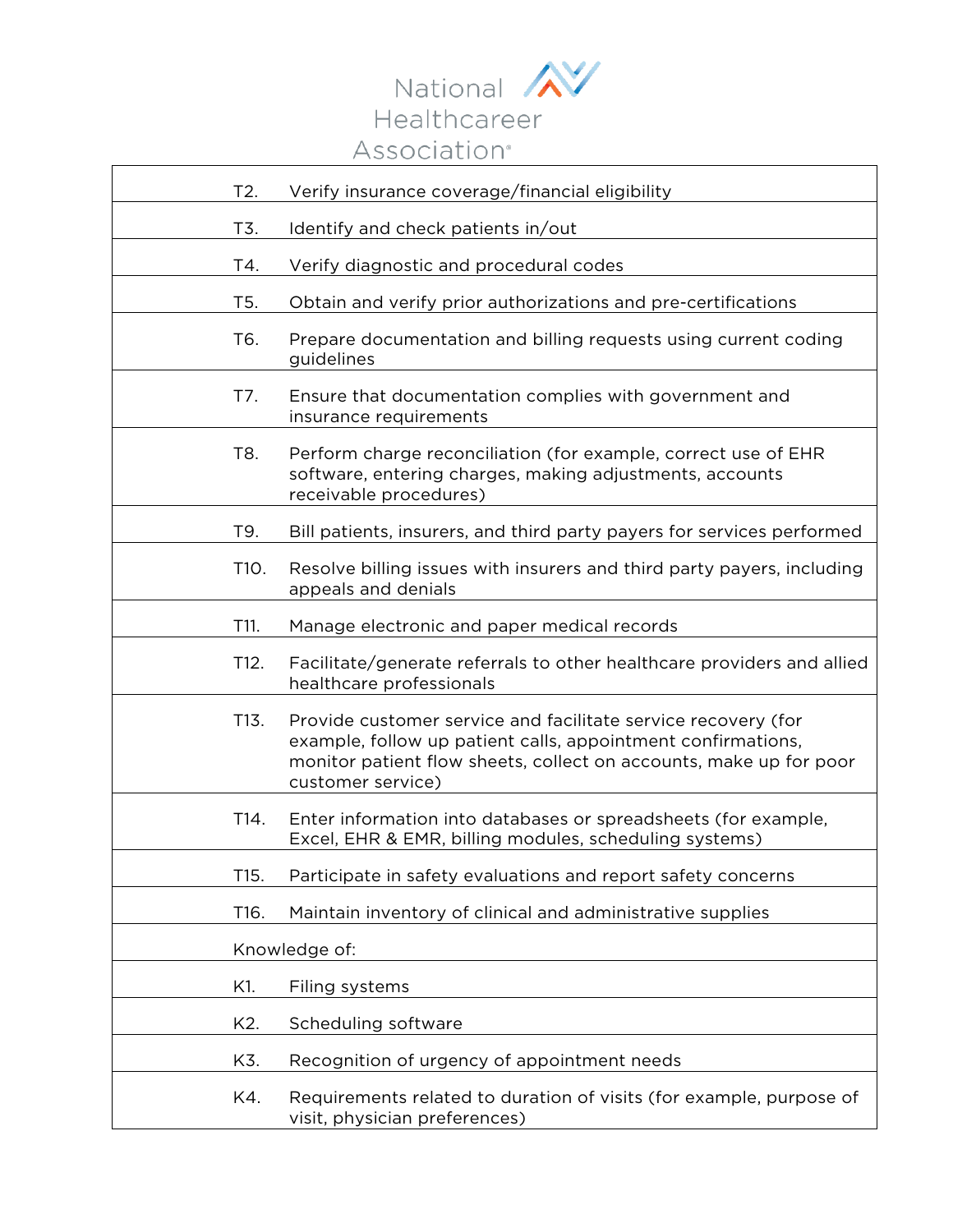| | |
|---|---|
| T2. | Verify insurance coverage/financial eligibility |
| T3. | Identify and check patients in/out |
| T4. | Verify diagnostic and procedural codes |
| T5. | Obtain and verify prior authorizations and pre-certifications |
| T6. | Prepare documentation and billing requests using current coding guidelines |
| T7. | Ensure that documentation complies with government and insurance requirements |
| T8. | Perform charge reconciliation (for example, correct use of EHR software, entering charges, making adjustments, accounts receivable procedures) |
| T9. | Bill patients, insurers, and third party payers for services performed |
| T10. | Resolve billing issues with insurers and third party payers, including appeals and denials |
| T11. | Manage electronic and paper medical records |
| T12. | Facilitate/generate referrals to other healthcare providers and allied healthcare professionals |
| T13. | Provide customer service and facilitate service recovery (for example, follow up patient calls, appointment confirmations, monitor patient flow sheets, collect on accounts, make up for poor customer service) |
| T14. | Enter information into databases or spreadsheets (for example, Excel, EHR & EMR, billing modules, scheduling systems) |
| T15. | Participate in safety evaluations and report safety concerns |
| T16. | Maintain inventory of clinical and administrative supplies |
| Knowledge of: | |
| K1. | Filing systems |
| K2. | Scheduling software |
| K3. | Recognition of urgency of appointment needs |
| K4. | Requirements related to duration of visits (for example, purpose of visit, physician preferences) |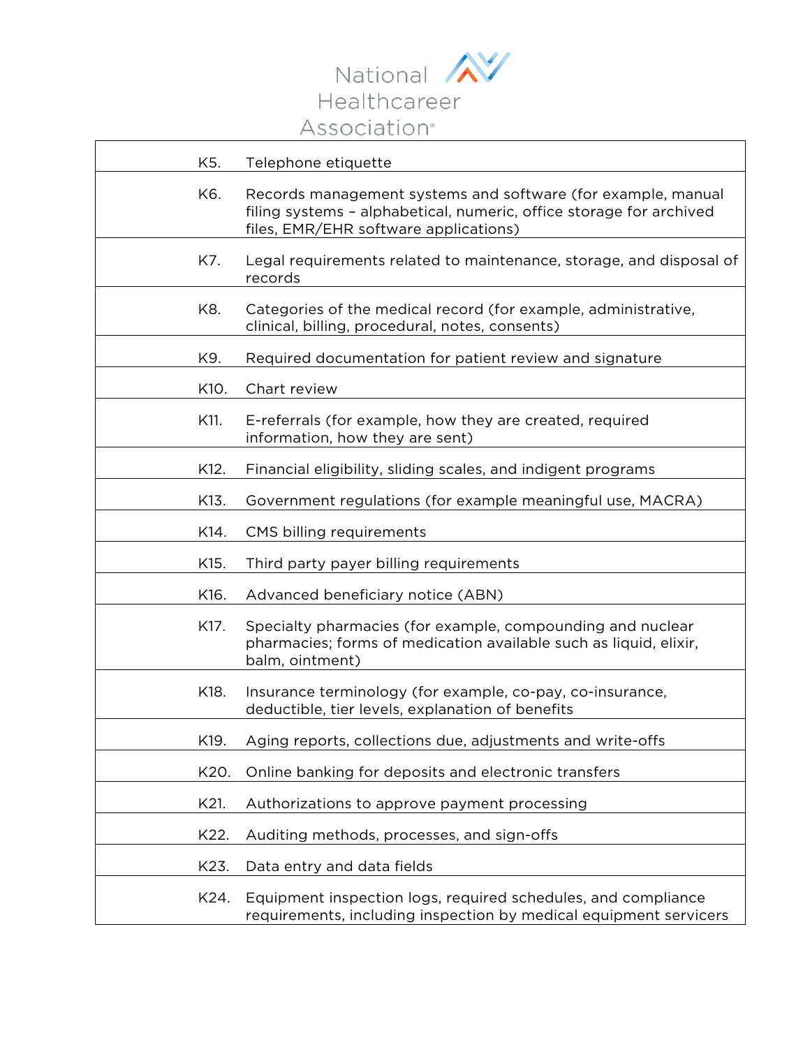| | |
|---|---|
| K5. | Telephone etiquette |
| K6. | Records management systems and software (for example, manual filing systems – alphabetical, numeric, office storage for archived files, EMR/EHR software applications) |
| K7. | Legal requirements related to maintenance, storage, and disposal of records |
| K8. | Categories of the medical record (for example, administrative, clinical, billing, procedural, notes, consents) |
| K9. | Required documentation for patient review and signature |
| K10. | Chart review |
| K11. | E-referrals (for example, how they are created, required information, how they are sent) |
| K12. | Financial eligibility, sliding scales, and indigent programs |
| K13. | Government regulations (for example meaningful use, MACRA) |
| K14. | CMS billing requirements |
| K15. | Third party payer billing requirements |
| K16. | Advanced beneficiary notice (ABN) |
| K17. | Specialty pharmacies (for example, compounding and nuclear pharmacies; forms of medication available such as liquid, elixir, balm, ointment) |
| K18. | Insurance terminology (for example, co-pay, co-insurance, deductible, tier levels, explanation of benefits |
| K19. | Aging reports, collections due, adjustments and write-offs |
| K20. | Online banking for deposits and electronic transfers |
| K21. | Authorizations to approve payment processing |
| K22. | Auditing methods, processes, and sign-offs |
| K23. | Data entry and data fields |
| K24. | Equipment inspection logs, required schedules, and compliance requirements, including inspection by medical equipment servicers |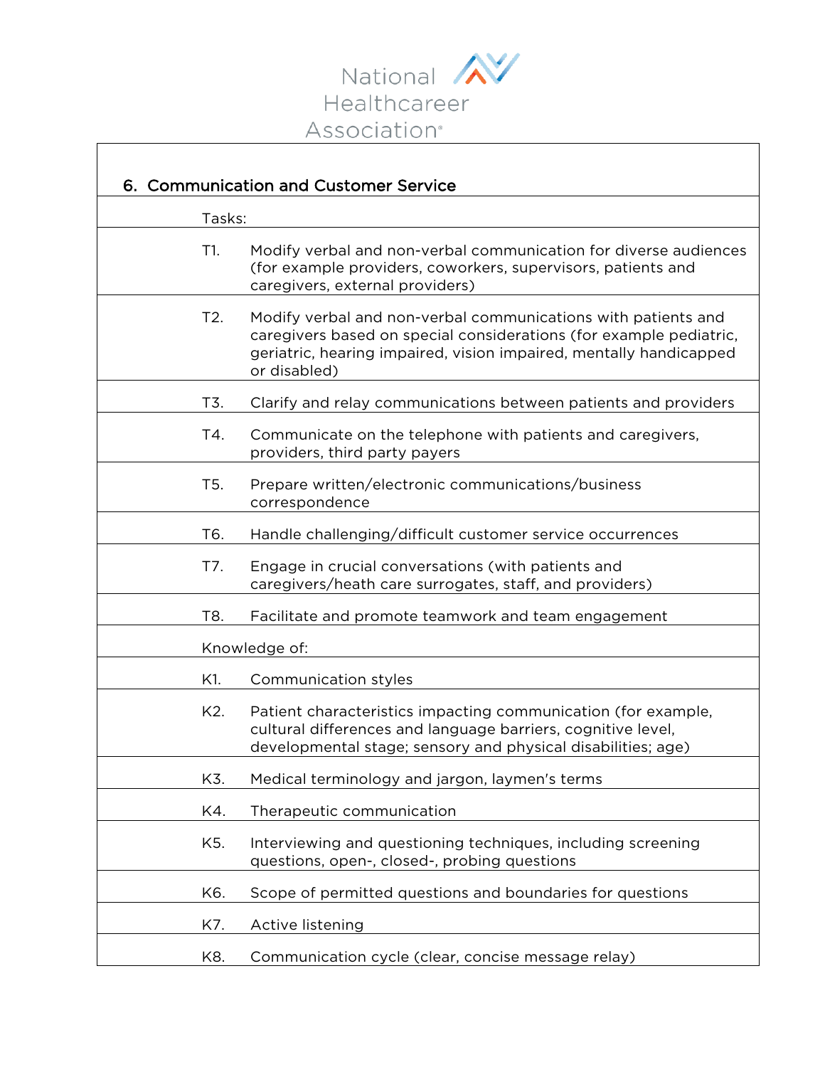National Healthcareer Association

| 6. Communication and Customer Service | |
|---|---|
| Tasks: | |
| T1. | Modify verbal and non-verbal communication for diverse audiences (for example providers, coworkers, supervisors, patients and caregivers, external providers) |
| T2. | Modify verbal and non-verbal communications with patients and caregivers based on special considerations (for example pediatric, geriatric, hearing impaired, vision impaired, mentally handicapped or disabled) |
| T3. | Clarify and relay communications between patients and providers |
| T4. | Communicate on the telephone with patients and caregivers, providers, third party payers |
| T5. | Prepare written/electronic communications/business correspondence |
| T6. | Handle challenging/difficult customer service occurrences |
| T7. | Engage in crucial conversations (with patients and caregivers/heath care surrogates, staff, and providers) |
| T8. | Facilitate and promote teamwork and team engagement |
| Knowledge of: | |
| K1. | Communication styles |
| K2. | Patient characteristics impacting communication (for example, cultural differences and language barriers, cognitive level, developmental stage; sensory and physical disabilities; age) |
| K3. | Medical terminology and jargon, laymen's terms |
| K4. | Therapeutic communication |
| K5. | Interviewing and questioning techniques, including screening questions, open-, closed-, probing questions |
| K6. | Scope of permitted questions and boundaries for questions |
| K7. | Active listening |
| K8. | Communication cycle (clear, concise message relay) |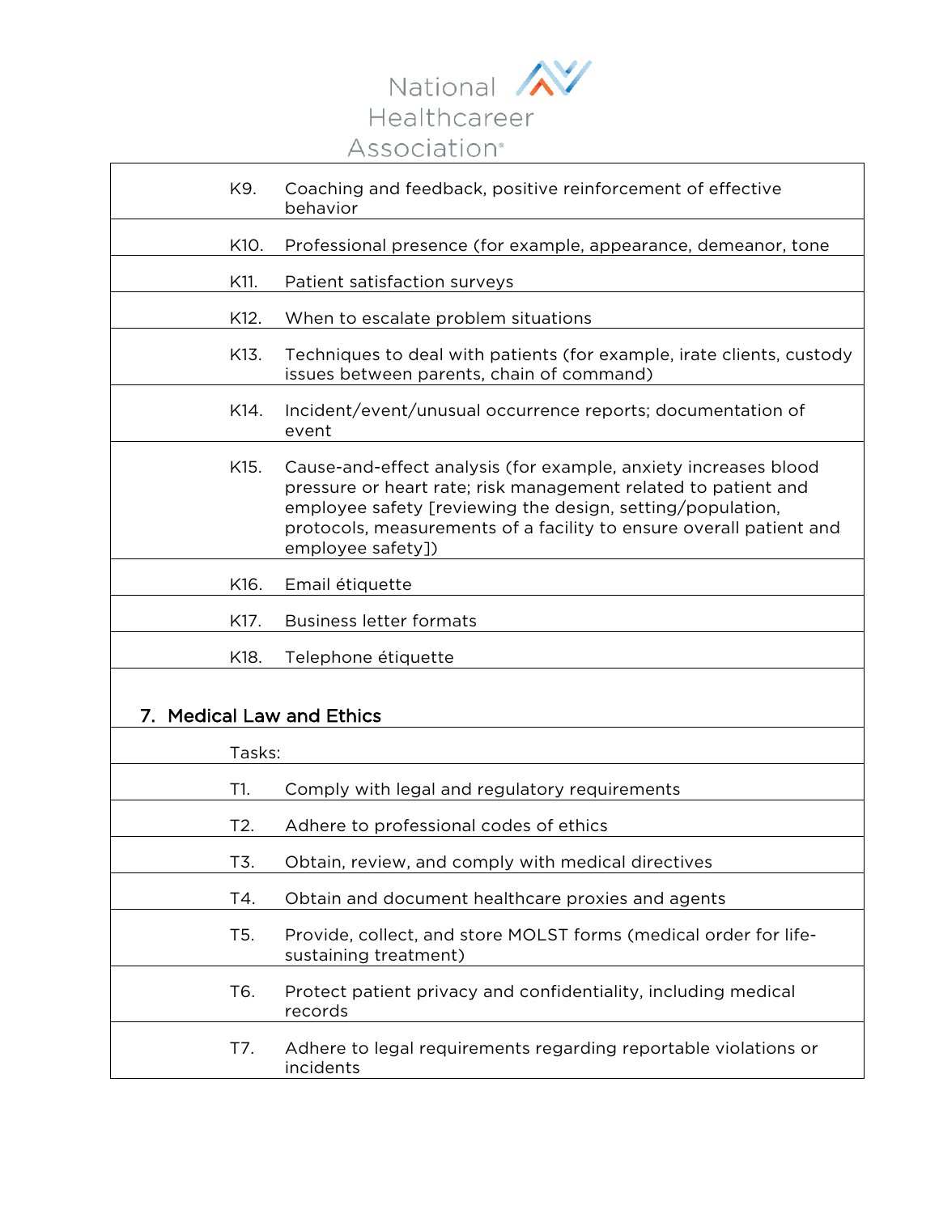| | |
|---|---|
| K9. | Coaching and feedback, positive reinforcement of effective behavior |
| K10. | Professional presence (for example, appearance, demeanor, tone |
| K11. | Patient satisfaction surveys |
| K12. | When to escalate problem situations |
| K13. | Techniques to deal with patients (for example, irate clients, custody issues between parents, chain of command) |
| K14. | Incident/event/unusual occurrence reports; documentation of event |
| K15. | Cause-and-effect analysis (for example, anxiety increases blood pressure or heart rate; risk management related to patient and employee safety [reviewing the design, setting/population, protocols, measurements of a facility to ensure overall patient and employee safety]) |
| K16. | Email étiquette |
| K17. | Business letter formats |
| K18. | Telephone étiquette |

## 7. Medical Law and Ethics

| | |
|---|---|
| Tasks: | |
| T1. | Comply with legal and regulatory requirements |
| T2. | Adhere to professional codes of ethics |
| T3. | Obtain, review, and comply with medical directives |
| T4. | Obtain and document healthcare proxies and agents |
| T5. | Provide, collect, and store MOLST forms (medical order for life-sustaining treatment) |
| T6. | Protect patient privacy and confidentiality, including medical records |
| T7. | Adhere to legal requirements regarding reportable violations or incidents |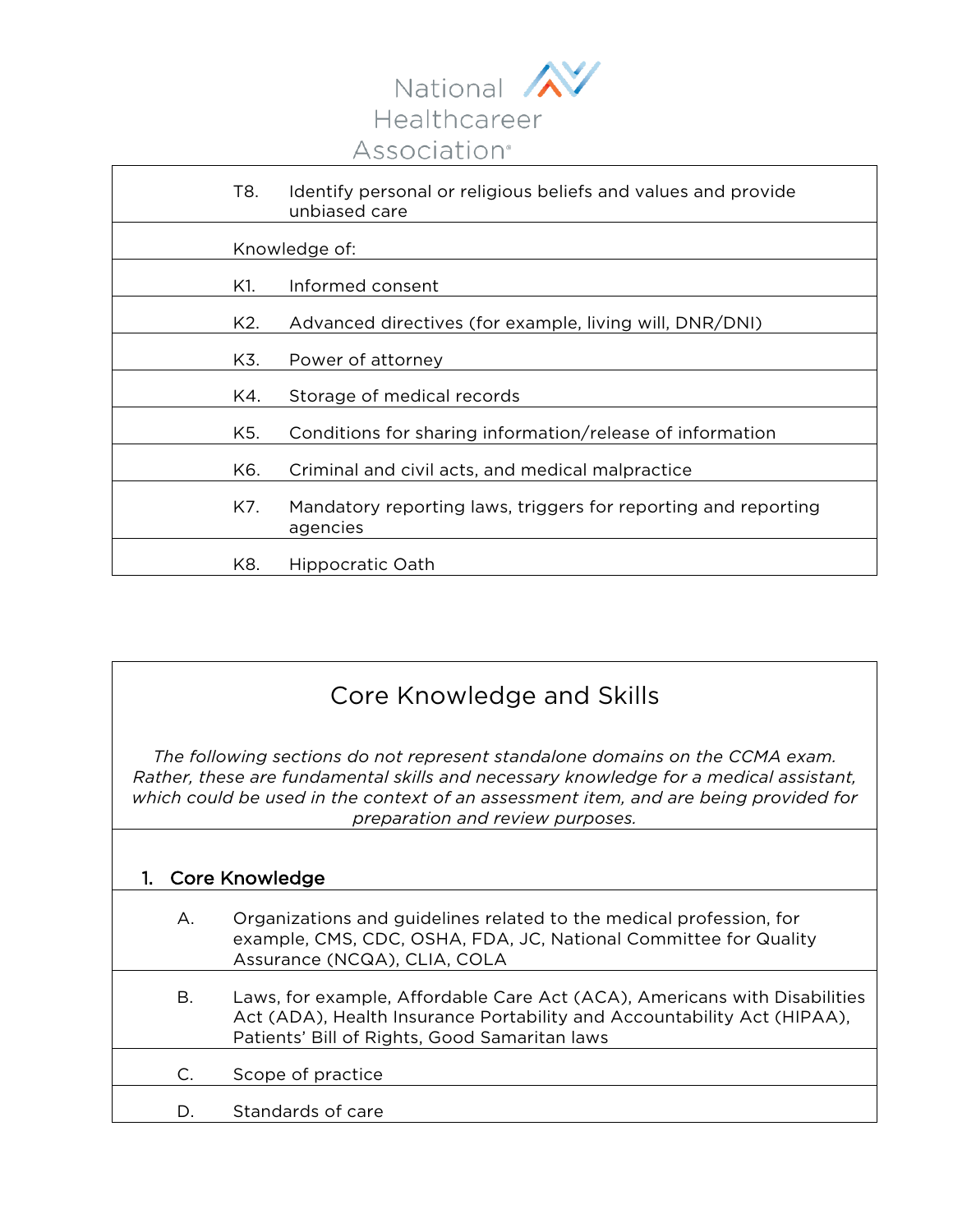| | |
|---|---|
| T8. | Identify personal or religious beliefs and values and provide unbiased care |
| Knowledge of: | |
| K1. | Informed consent |
| K2. | Advanced directives (for example, living will, DNR/DNI) |
| K3. | Power of attorney |
| K4. | Storage of medical records |
| K5. | Conditions for sharing information/release of information |
| K6. | Criminal and civil acts, and medical malpractice |
| K7. | Mandatory reporting laws, triggers for reporting and reporting agencies |
| K8. | Hippocratic Oath |

## Core Knowledge and Skills

*The following sections do not represent standalone domains on the CCMA exam. Rather, these are fundamental skills and necessary knowledge for a medical assistant, which could be used in the context of an assessment item, and are being provided for preparation and review purposes.*

### 1. Core Knowledge

| | |
|---|---|
| A. | Organizations and guidelines related to the medical profession, for example, CMS, CDC, OSHA, FDA, JC, National Committee for Quality Assurance (NCQA), CLIA, COLA |
| B. | Laws, for example, Affordable Care Act (ACA), Americans with Disabilities Act (ADA), Health Insurance Portability and Accountability Act (HIPAA), Patients' Bill of Rights, Good Samaritan laws |
| C. | Scope of practice |
| D. | Standards of care |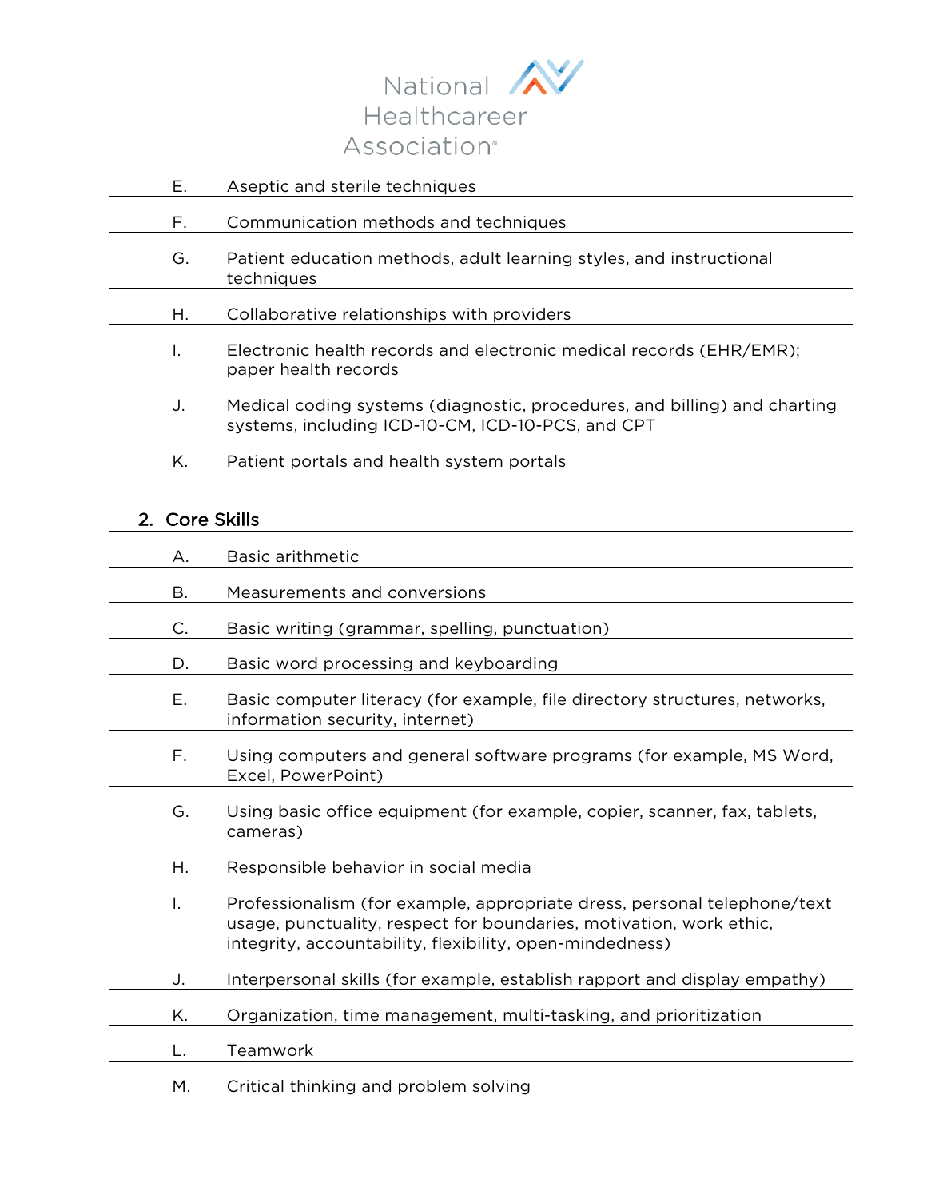| | |
|---|---|
| E. | Aseptic and sterile techniques |
| F. | Communication methods and techniques |
| G. | Patient education methods, adult learning styles, and instructional techniques |
| H. | Collaborative relationships with providers |
| I. | Electronic health records and electronic medical records (EHR/EMR); paper health records |
| J. | Medical coding systems (diagnostic, procedures, and billing) and charting systems, including ICD-10-CM, ICD-10-PCS, and CPT |
| K. | Patient portals and health system portals |

## 2. Core Skills

| | |
|---|---|
| A. | Basic arithmetic |
| B. | Measurements and conversions |
| C. | Basic writing (grammar, spelling, punctuation) |
| D. | Basic word processing and keyboarding |
| E. | Basic computer literacy (for example, file directory structures, networks, information security, internet) |
| F. | Using computers and general software programs (for example, MS Word, Excel, PowerPoint) |
| G. | Using basic office equipment (for example, copier, scanner, fax, tablets, cameras) |
| H. | Responsible behavior in social media |
| I. | Professionalism (for example, appropriate dress, personal telephone/text usage, punctuality, respect for boundaries, motivation, work ethic, integrity, accountability, flexibility, open-mindedness) |
| J. | Interpersonal skills (for example, establish rapport and display empathy) |
| K. | Organization, time management, multi-tasking, and prioritization |
| L. | Teamwork |
| M. | Critical thinking and problem solving |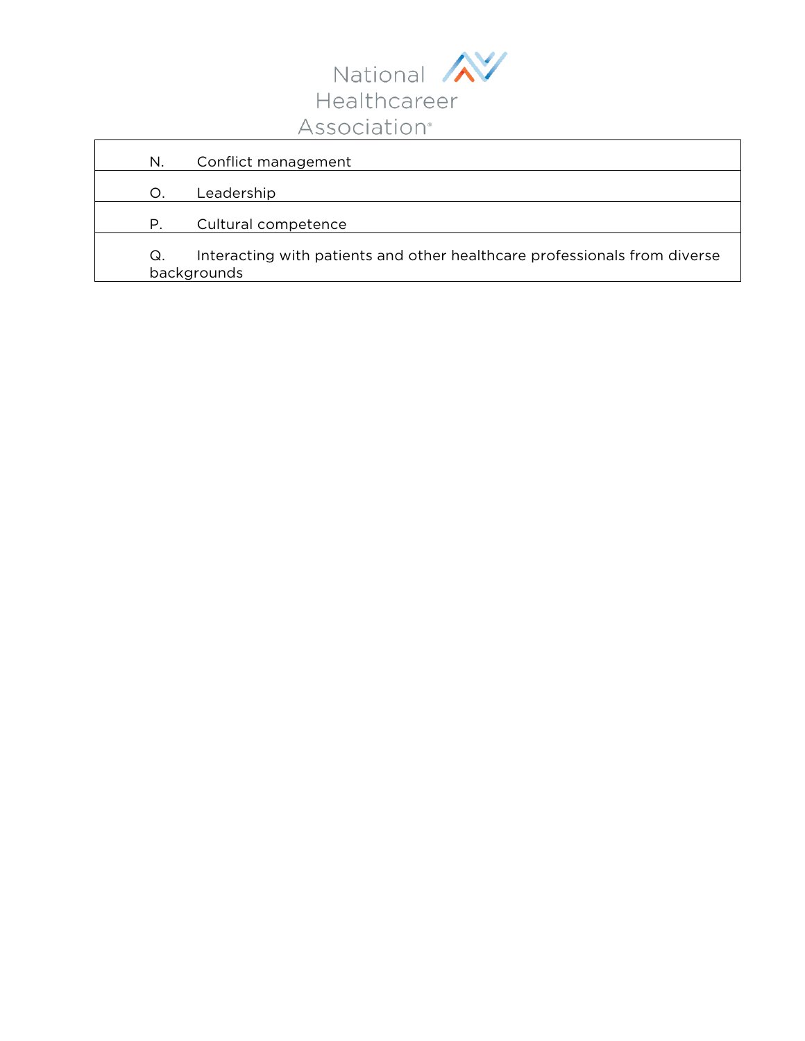| |
|---|
| N. Conflict management |
| O. Leadership |
| P. Cultural competence |
| Q. Interacting with patients and other healthcare professionals from diverse backgrounds |